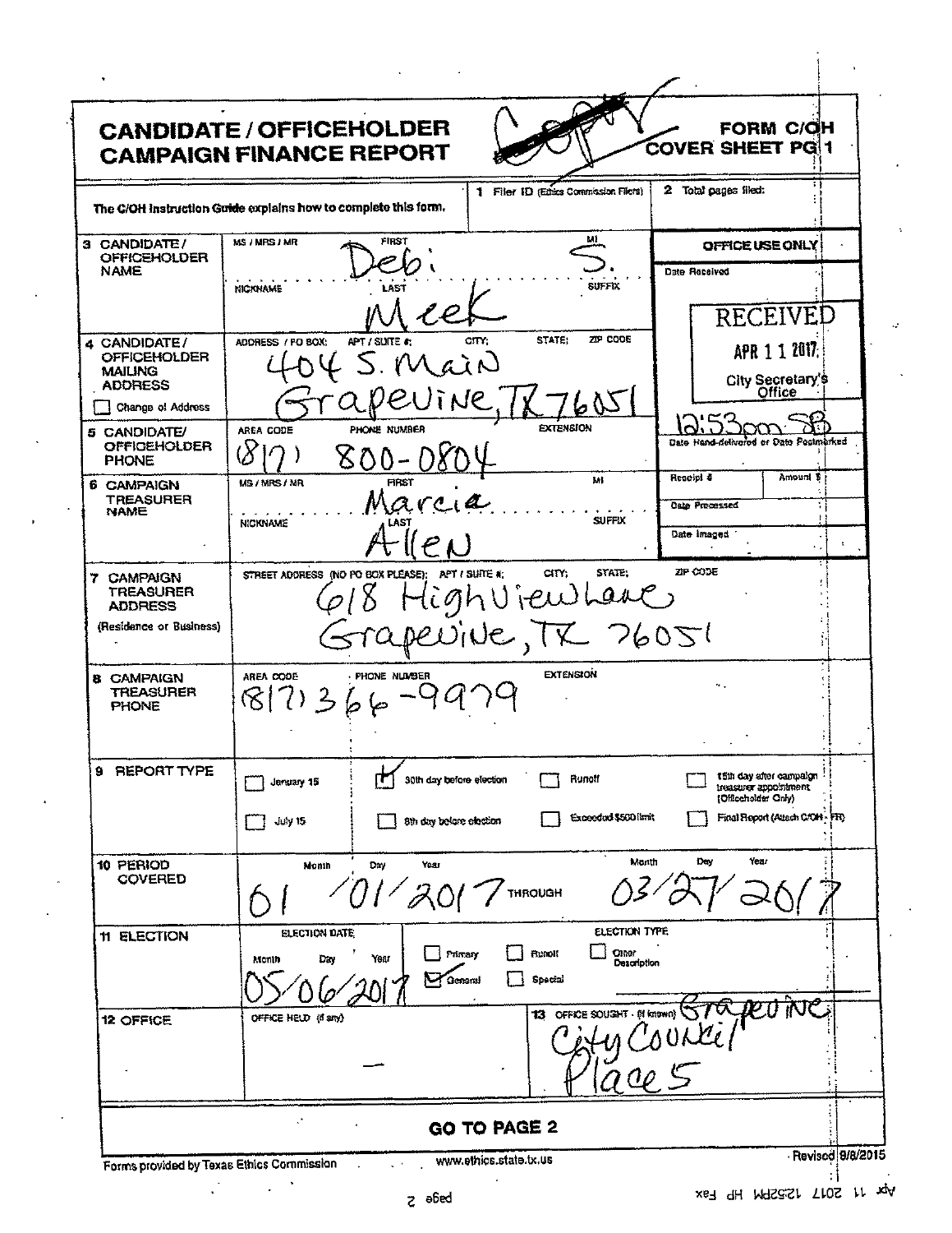# CANDIDATE / OFFICEHOLDER CAMPAIGN FINANCE REPORT

Copy

**FORM C/OH COVER SHEET PG 1**

The C/OH Instruction Guide explains how to complete this form.

**1** Filer ID (Ethics Commission Filers)

**2** Total pages filed:

| | | |
|---|---|---|
| **3 CANDIDATE / OFFICEHOLDER NAME** | MS / MRS / MR — FIRST: Debi — MI: S. — NICKNAME — LAST: Meek — SUFFIX | **OFFICE USE ONLY** Date Received: RECEIVED APR 11 2017 City Secretary's Office 12:53pm SB Date Hand-delivered or Date Postmarked |
| **4 CANDIDATE / OFFICEHOLDER MAILING ADDRESS** ☐ Change of Address | ADDRESS / PO BOX; APT / SUITE #; CITY; STATE; ZIP CODE: 404 S. Main Grapevine, TX 76051 | |
| **5 CANDIDATE/ OFFICEHOLDER PHONE** | AREA CODE: (817) PHONE NUMBER: 800-0804 EXTENSION | |
| **6 CAMPAIGN TREASURER NAME** | MS / MRS / MR — FIRST: Marcia — MI — NICKNAME — LAST: Allen — SUFFIX | Receipt # / Amount $ / Date Processed / Date Imaged |
| **7 CAMPAIGN TREASURER ADDRESS** (Residence or Business) | STREET ADDRESS (NO PO BOX PLEASE); APT / SUITE #; CITY; STATE; ZIP CODE: 618 HighView Lane Grapevine, TX 76051 | |
| **8 CAMPAIGN TREASURER PHONE** | AREA CODE: (817) PHONE NUMBER: 366-9979 EXTENSION | |

**9 REPORT TYPE**

- ☐ January 15
- ☑ 30th day before election
- ☐ Runoff
- ☐ 15th day after campaign treasurer appointment (Officeholder Only)
- ☐ July 15
- ☐ 8th day before election
- ☐ Exceeded $500 limit
- ☐ Final Report (Attach C/OH - FR)

**10 PERIOD COVERED**

Month / Day / Year: 01/01/2017 THROUGH Month / Day / Year: 03/27/2017

**11 ELECTION**

ELECTION DATE (Month / Day / Year): 05/06/2017

ELECTION TYPE:
- ☐ Primary
- ☐ Runoff
- ☐ Other Description
- ☑ General
- ☐ Special

**12 OFFICE**

OFFICE HELD (if any): —

**13** OFFICE SOUGHT (if known): Grapevine City Council Place 5

**GO TO PAGE 2**

Forms provided by Texas Ethics Commission — www.ethics.state.tx.us — Revised 9/8/2015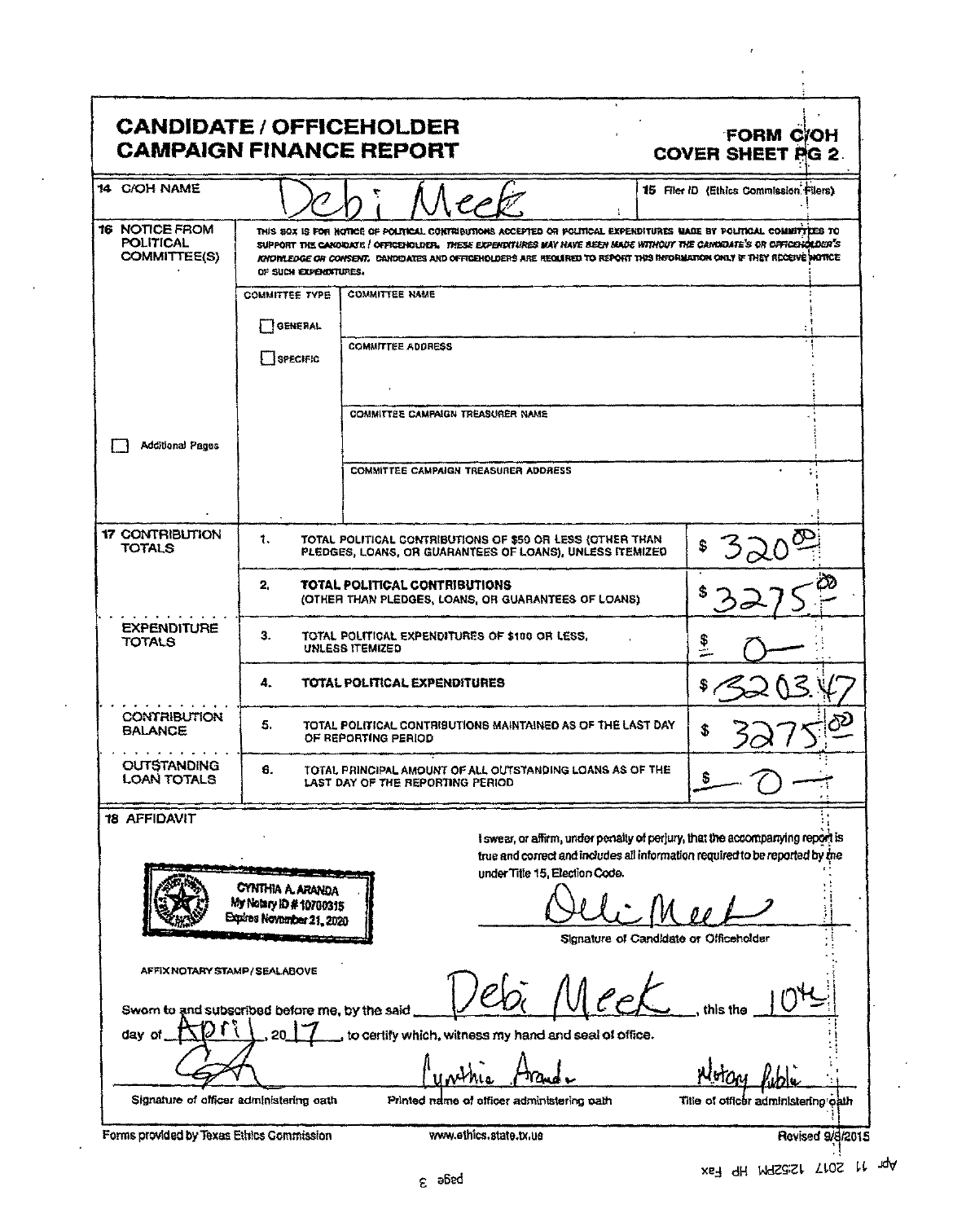# CANDIDATE / OFFICEHOLDER CAMPAIGN FINANCE REPORT

**FORM C/OH**
**COVER SHEET PG 2**

| | | |
|---|---|---|
| **14** C/OH NAME | Debi Meek | **15** Filer ID (Ethics Commission Filers) |

**16** NOTICE FROM POLITICAL COMMITTEE(S)

THIS BOX IS FOR NOTICE OF POLITICAL CONTRIBUTIONS ACCEPTED OR POLITICAL EXPENDITURES MADE BY POLITICAL COMMITTEES TO SUPPORT THE CANDIDATE / OFFICEHOLDER. *THESE EXPENDITURES MAY HAVE BEEN MADE WITHOUT THE CANDIDATE'S OR OFFICEHOLDER'S KNOWLEDGE OR CONSENT.* CANDIDATES AND OFFICEHOLDERS ARE REQUIRED TO REPORT THIS INFORMATION ONLY IF THEY RECEIVE NOTICE OF SUCH EXPENDITURES.

| COMMITTEE TYPE | |
|---|---|
| ☐ GENERAL | COMMITTEE NAME |
| ☐ SPECIFIC | COMMITTEE ADDRESS |
| | COMMITTEE CAMPAIGN TREASURER NAME |
| | COMMITTEE CAMPAIGN TREASURER ADDRESS |

☐ Additional Pages

| | | | |
|---|---|---|---|
| **17** CONTRIBUTION TOTALS | 1. | TOTAL POLITICAL CONTRIBUTIONS OF $50 OR LESS (OTHER THAN PLEDGES, LOANS, OR GUARANTEES OF LOANS), UNLESS ITEMIZED | $ 320.00 |
| | 2. | **TOTAL POLITICAL CONTRIBUTIONS** (OTHER THAN PLEDGES, LOANS, OR GUARANTEES OF LOANS) | $ 3275.00 |
| EXPENDITURE TOTALS | 3. | TOTAL POLITICAL EXPENDITURES OF $100 OR LESS, UNLESS ITEMIZED | $ 0— |
| | 4. | **TOTAL POLITICAL EXPENDITURES** | $ 3203.47 |
| CONTRIBUTION BALANCE | 5. | TOTAL POLITICAL CONTRIBUTIONS MAINTAINED AS OF THE LAST DAY OF REPORTING PERIOD | $ 3275.00 |
| OUTSTANDING LOAN TOTALS | 6. | TOTAL PRINCIPAL AMOUNT OF ALL OUTSTANDING LOANS AS OF THE LAST DAY OF THE REPORTING PERIOD | $ —0— |

**18** AFFIDAVIT

CYNTHIA A. ARANDA
My Notary ID # 10700315
Expires November 21, 2020

I swear, or affirm, under penalty of perjury, that the accompanying report is true and correct and includes all information required to be reported by me under Title 15, Election Code.

Debi Meek
Signature of Candidate or Officeholder

AFFIX NOTARY STAMP / SEAL ABOVE

Sworn to and subscribed before me, by the said Debi Meek, this the 10th day of April, 2017, to certify which, witness my hand and seal of office.

| Signature of officer administering oath | Cynthia Aranda<br>Printed name of officer administering oath | Notary Public<br>Title of officer administering oath |
|---|---|---|

Forms provided by Texas Ethics Commission www.ethics.state.tx.us Revised 9/8/2015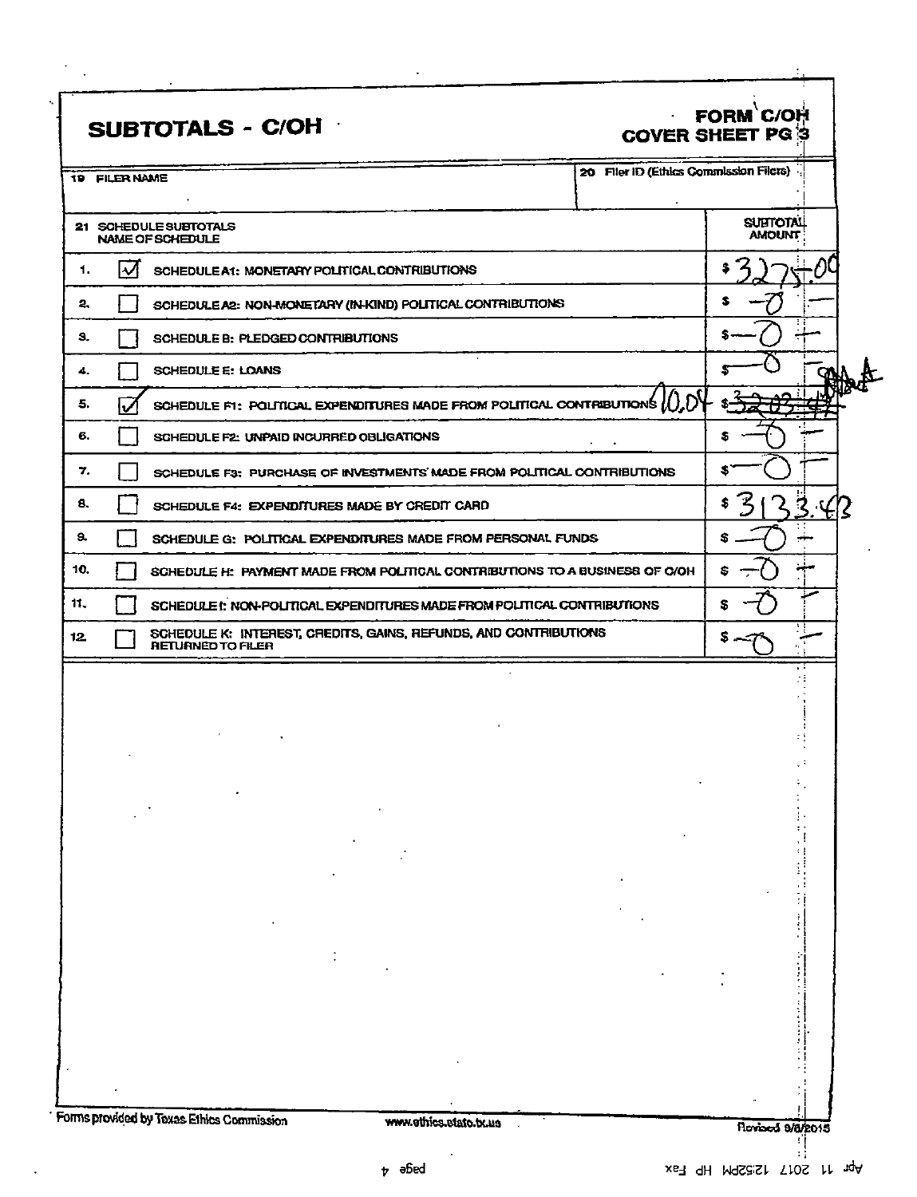# SUBTOTALS - C/OH

**FORM C/OH**
**COVER SHEET PG 3**

| 19 FILER NAME | 20 Filer ID (Ethics Commission Filers) |
|---|---|
| | |

| 21 SCHEDULE SUBTOTALS NAME OF SCHEDULE | | SUBTOTAL AMOUNT |
|---|---|---|
| 1. | ☑ SCHEDULE A1: MONETARY POLITICAL CONTRIBUTIONS | $ 3275.00 |
| 2. | ☐ SCHEDULE A2: NON-MONETARY (IN-KIND) POLITICAL CONTRIBUTIONS | $ -0- |
| 3. | ☐ SCHEDULE B: PLEDGED CONTRIBUTIONS | $ -0- |
| 4. | ☐ SCHEDULE E: LOANS | $ -0- |
| 5. | ☑ SCHEDULE F1: POLITICAL EXPENDITURES MADE FROM POLITICAL CONTRIBUTIONS 10.04 | $ ~~3203.47~~ |
| 6. | ☐ SCHEDULE F2: UNPAID INCURRED OBLIGATIONS | $ -0- |
| 7. | ☐ SCHEDULE F3: PURCHASE OF INVESTMENTS MADE FROM POLITICAL CONTRIBUTIONS | $ -0- |
| 8. | ☐ SCHEDULE F4: EXPENDITURES MADE BY CREDIT CARD | $ 3133.43 |
| 9. | ☐ SCHEDULE G: POLITICAL EXPENDITURES MADE FROM PERSONAL FUNDS | $ -0- |
| 10. | ☐ SCHEDULE H: PAYMENT MADE FROM POLITICAL CONTRIBUTIONS TO A BUSINESS OF C/OH | $ -0- |
| 11. | ☐ SCHEDULE I: NON-POLITICAL EXPENDITURES MADE FROM POLITICAL CONTRIBUTIONS | $ -0- |
| 12. | ☐ SCHEDULE K: INTEREST, CREDITS, GAINS, REFUNDS, AND CONTRIBUTIONS RETURNED TO FILER | $ -0- |

Forms provided by Texas Ethics Commission www.ethics.state.tx.us Revised 9/8/2015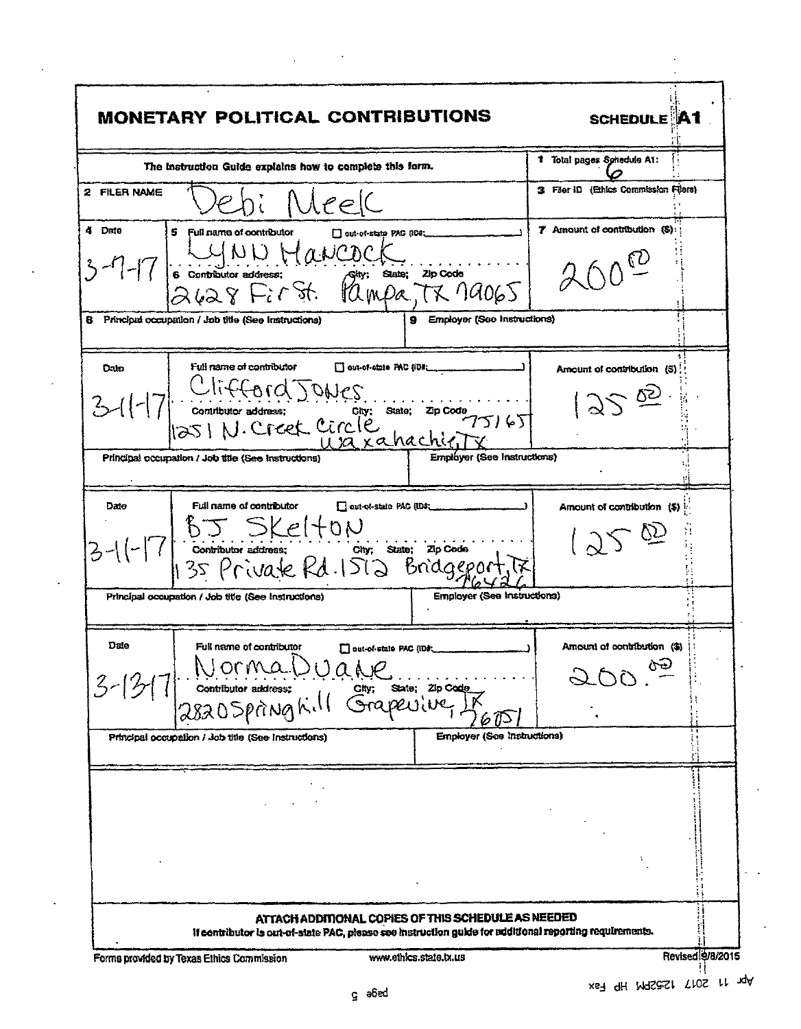# MONETARY POLITICAL CONTRIBUTIONS

**SCHEDULE A1**

The Instruction Guide explains how to complete this form.

1 Total pages Schedule A1: 6

2 FILER NAME: Debi Meek

3 Filer ID (Ethics Commission Filers)

| 4 Date | 5 Full name of contributor / 6 Contributor address; City; State; Zip Code | 7 Amount of contribution ($) |
|---|---|---|
| 3-7-17 | LYNN HANCOCK<br>2628 Fir St. Pampa, TX 79065 | 200.00 |
| 8 Principal occupation / Job title (See Instructions) | 9 Employer (See Instructions) | |
| 3-11-17 | Clifford Jones<br>1251 N. Creek Circle Waxahachie, TX 75165 | 125.00 |
| Principal occupation / Job title (See Instructions) | Employer (See Instructions) | |
| 3-11-17 | BJ Skelton<br>135 Private Rd. 1512 Bridgeport, TX 76426 | 125.00 |
| Principal occupation / Job title (See Instructions) | Employer (See Instructions) | |
| 3-13-17 | Norma Duane<br>2820 Springhill Grapevine, TX 76051 | 200.00 |
| Principal occupation / Job title (See Instructions) | Employer (See Instructions) | |

☐ out-of-state PAC (ID#: )

**ATTACH ADDITIONAL COPIES OF THIS SCHEDULE AS NEEDED**

If contributor is out-of-state PAC, please see instruction guide for additional reporting requirements.

Forms provided by Texas Ethics Commission www.ethics.state.tx.us Revised 9/8/2015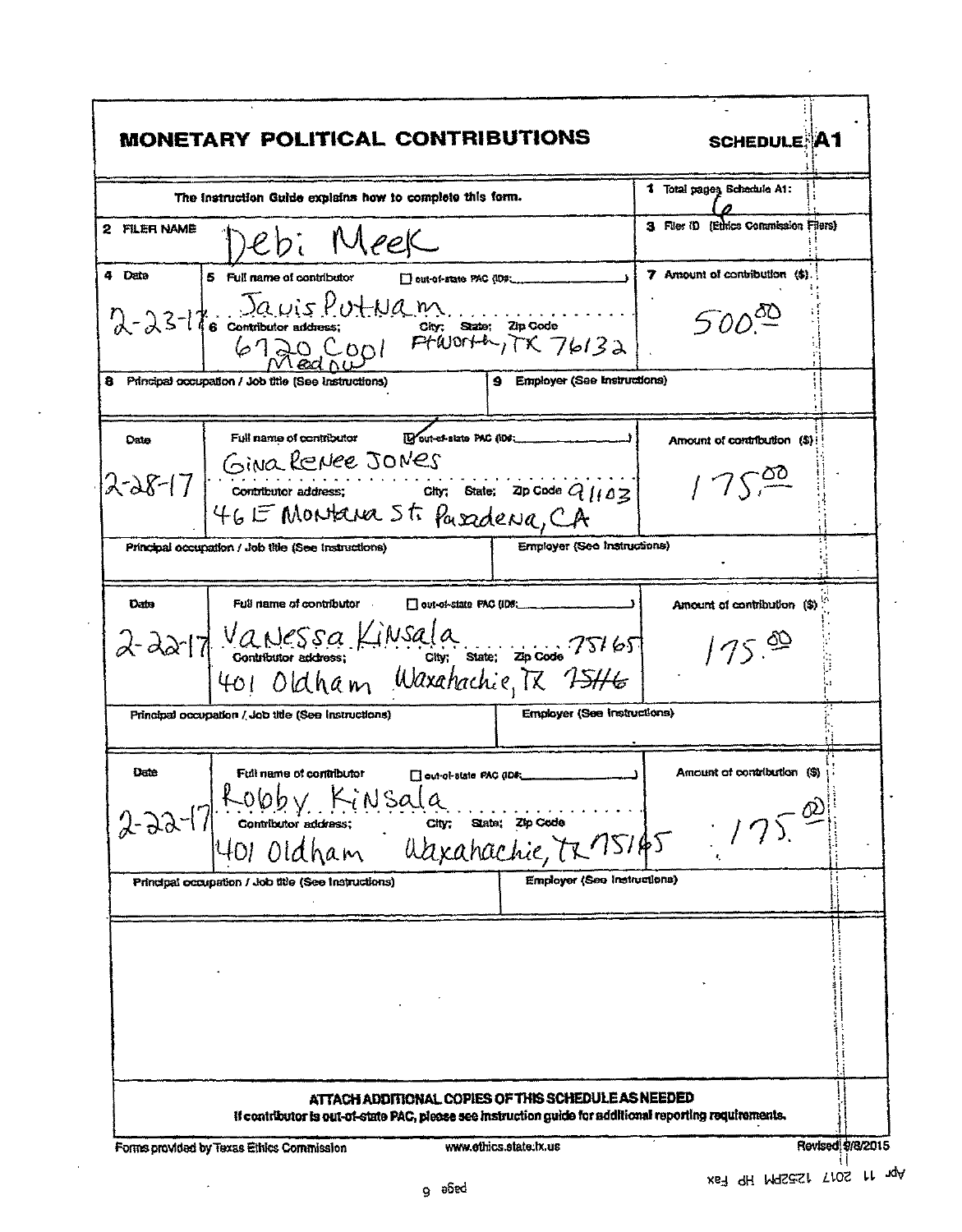# MONETARY POLITICAL CONTRIBUTIONS

**SCHEDULE: A1**

The Instruction Guide explains how to complete this form.

1 Total pages Schedule A1: 6

2 FILER NAME: Debi Meek

3 Filer ID (Ethics Commission Filers)

| 4 Date | 5 Full name of contributor / 6 Contributor address; City; State; Zip Code | 7 Amount of contribution ($) |
|---|---|---|
| 2-23-17 | ☐ out-of-state PAC (ID#: ) Janis Putnam, 6720 Cool Meadow Ft Worth, TX 76132 | 500.00 |
| 8 Principal occupation / Job title (See Instructions) | 9 Employer (See Instructions) | |

| Date | Full name of contributor / Contributor address; City; State; Zip Code | Amount of contribution ($) |
|---|---|---|
| 2-28-17 | ☑ out-of-state PAC (ID#: ) Gina Renee Jones, 46 E Montana St. Pasadena, CA 91103 | 175.00 |
| Principal occupation / Job title (See Instructions) | Employer (See Instructions) | |

| Date | Full name of contributor / Contributor address; City; State; Zip Code | Amount of contribution ($) |
|---|---|---|
| 2-22-17 | ☐ out-of-state PAC (ID#: ) Vanessa Kinsala, 401 Oldham Waxahachie, TX 75165 | 175.00 |
| Principal occupation / Job title (See Instructions) | Employer (See Instructions) | |

| Date | Full name of contributor / Contributor address; City; State; Zip Code | Amount of contribution ($) |
|---|---|---|
| 2-22-17 | ☐ out-of-state PAC (ID#: ) Robby Kinsala, 401 Oldham Waxahachie, TX 75165 | 175.00 |
| Principal occupation / Job title (See Instructions) | Employer (See Instructions) | |

**ATTACH ADDITIONAL COPIES OF THIS SCHEDULE AS NEEDED**

If contributor is out-of-state PAC, please see instruction guide for additional reporting requirements.

Forms provided by Texas Ethics Commission www.ethics.state.tx.us Revised 9/8/2015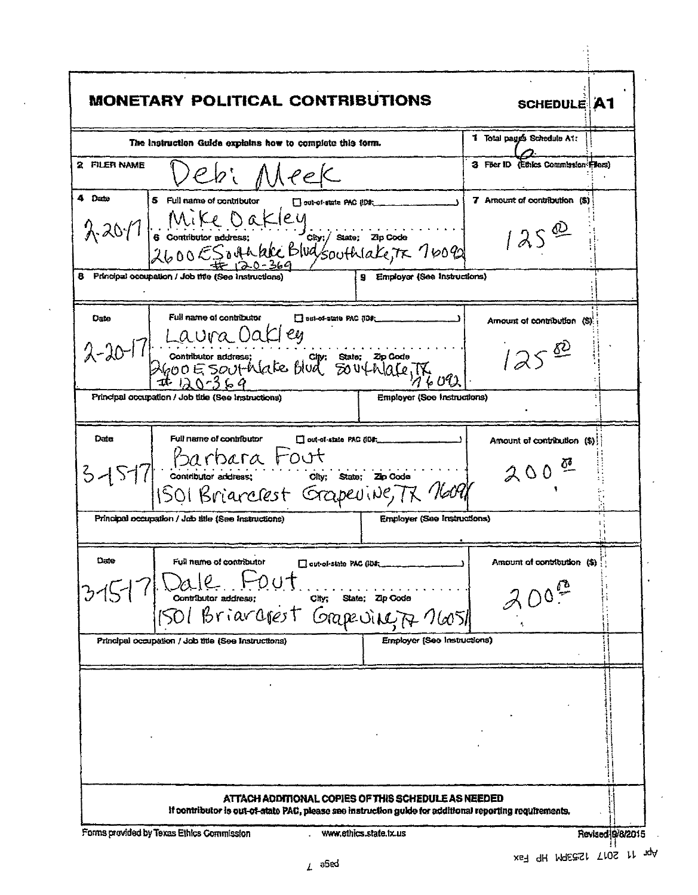# MONETARY POLITICAL CONTRIBUTIONS

**SCHEDULE A1**

The Instruction Guide explains how to complete this form.

**1** Total pages Schedule A1: 6

**2** FILER NAME: Debi Meek

**3** Filer ID (Ethics Commission Filers)

| 4 Date | 5 Full name of contributor / 6 Contributor address; City; State; Zip Code | 7 Amount of contribution ($) |
|---|---|---|
| 2-20-17 | Mike Oakley (out-of-state PAC (ID#: ) ☐)<br>2600 E Southlake Blvd #120-369 / Southlake, TX 76092 | 125.00 |
| 8 Principal occupation / Job title (See Instructions): | 9 Employer (See Instructions): | |
| 2-20-17 | Laura Oakley (out-of-state PAC (ID#: ) ☐)<br>2600 E Southlake Blvd #120-369 Southlake, TX 76092 | 125.00 |
| Principal occupation / Job title (See Instructions): | Employer (See Instructions): | |
| 3-15-17 | Barbara Fout (out-of-state PAC (ID#: ) ☐)<br>1501 Briarcrest Grapevine, TX 76051 | 200.00 |
| Principal occupation / Job title (See Instructions): | Employer (See Instructions): | |
| 3-15-17 | Dale Fout (out-of-state PAC (ID#: ) ☐)<br>1501 Briarcrest Grapevine, TX 76051 | 200.00 |
| Principal occupation / Job title (See Instructions): | Employer (See Instructions): | |

**ATTACH ADDITIONAL COPIES OF THIS SCHEDULE AS NEEDED**

If contributor is out-of-state PAC, please see instruction guide for additional reporting requirements.

Forms provided by Texas Ethics Commission www.ethics.state.tx.us Revised 9/8/2015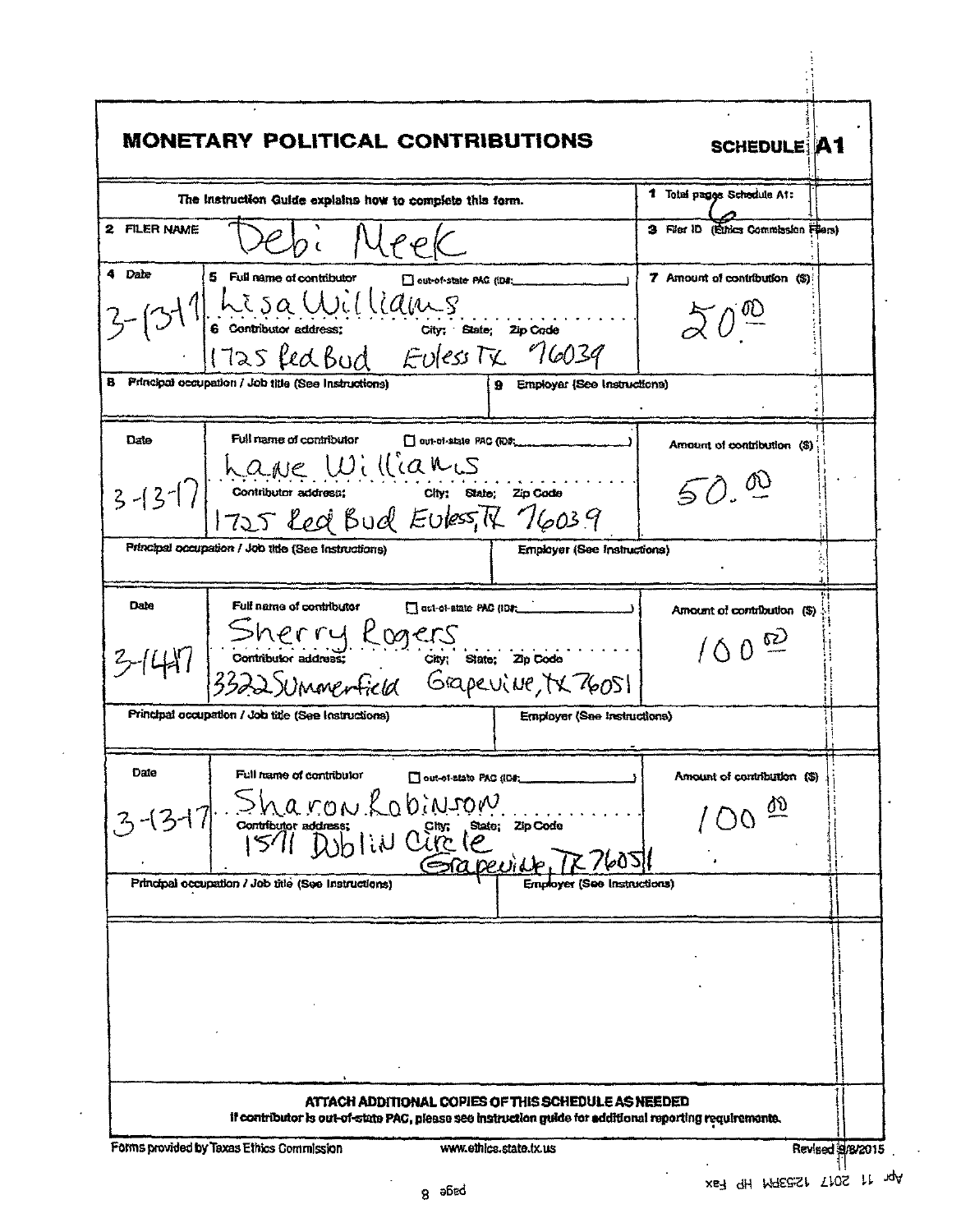# MONETARY POLITICAL CONTRIBUTIONS

**SCHEDULE A1**

The Instruction Guide explains how to complete this form.

**1** Total pages Schedule A1: 6

**2** FILER NAME: Debi Meek

**3** Filer ID (Ethics Commission Filers)

| 4 Date | 5 Full name of contributor / 6 Contributor address; City; State; Zip Code | 7 Amount of contribution ($) |
|---|---|---|
| 3-13-17 | ☐ out-of-state PAC (ID#: ) Lisa Williams 1725 Red Bud Euless TX 76039 | 50.00 |
| 8 Principal occupation / Job title (See Instructions) | 9 Employer (See Instructions) | |

| Date | Full name of contributor / Contributor address; City; State; Zip Code | Amount of contribution ($) |
|---|---|---|
| 3-13-17 | ☐ out-of-state PAC (ID#: ) Lane Williams 1725 Red Bud Euless, TX 76039 | 50.00 |
| Principal occupation / Job title (See Instructions) | Employer (See Instructions) | |

| Date | Full name of contributor / Contributor address; City; State; Zip Code | Amount of contribution ($) |
|---|---|---|
| 3-14-17 | ☐ out-of-state PAC (ID#: ) Sherry Rogers 3322 Summerfield Grapevine, TX 76051 | 100.00 |
| Principal occupation / Job title (See Instructions) | Employer (See Instructions) | |

| Date | Full name of contributor / Contributor address; City; State; Zip Code | Amount of contribution ($) |
|---|---|---|
| 3-13-17 | ☐ out-of-state PAC (ID#: ) Sharon Robinson 1571 Dublin Circle Grapevine, TX 76051 | 100.00 |
| Principal occupation / Job title (See Instructions) | Employer (See Instructions) | |

**ATTACH ADDITIONAL COPIES OF THIS SCHEDULE AS NEEDED**

If contributor is out-of-state PAC, please see instruction guide for additional reporting requirements.

Forms provided by Texas Ethics Commission www.ethics.state.tx.us Revised 9/8/2015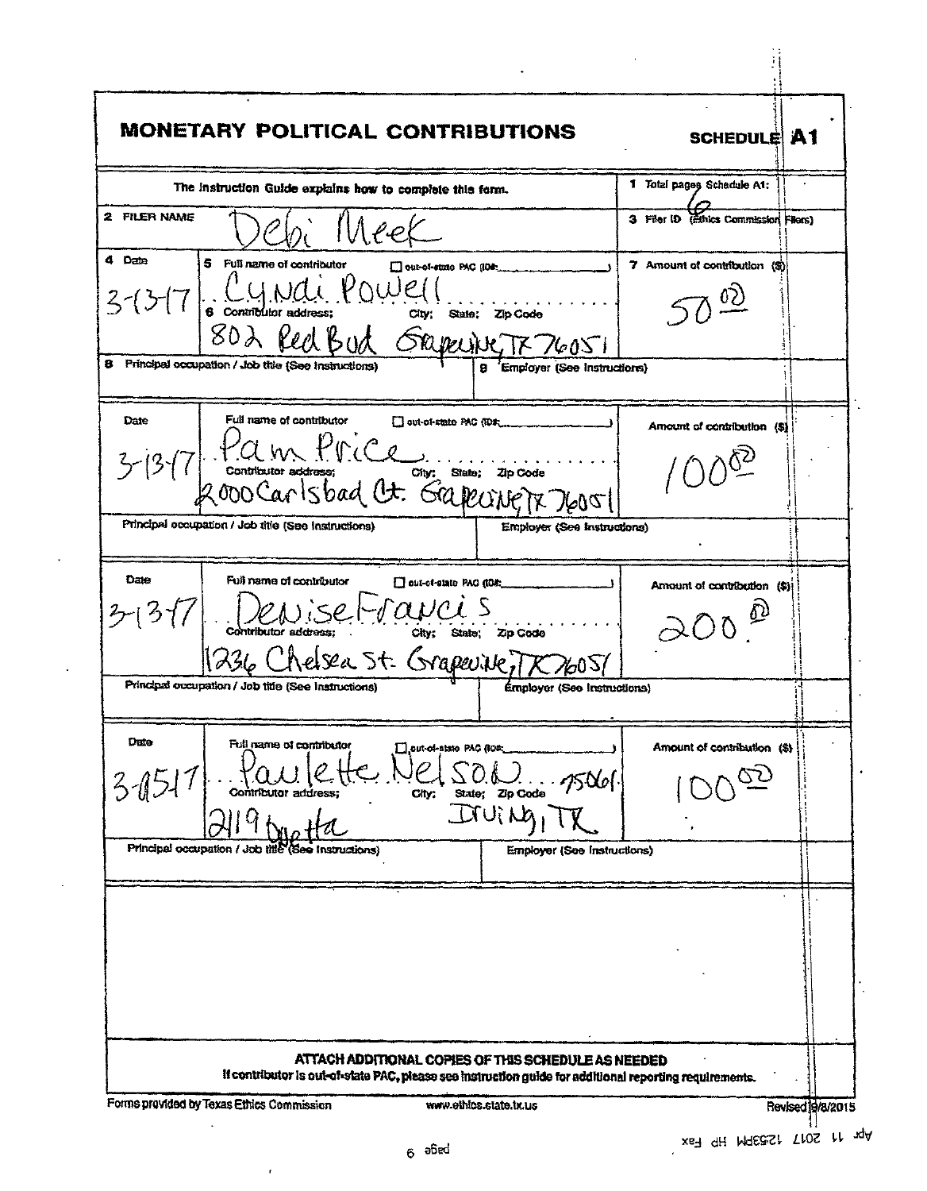# MONETARY POLITICAL CONTRIBUTIONS

**SCHEDULE A1**

The Instruction Guide explains how to complete this form.

1 Total pages Schedule A1: 6

2 FILER NAME: Debi Meek

3 Filer ID (Ethics Commission Filers)

| 4 Date | 5 Full name of contributor / 6 Contributor address; City; State; Zip Code | 7 Amount of contribution ($) |
|---|---|---|
| 3-13-17 | Cyndi Powell<br>802 Red Bud Grapevine, TX 76051 | 50.00 |
| 8 Principal occupation / Job title (See Instructions) | 9 Employer (See Instructions) | |
| 3-13-17 | Pam Price<br>2000 Carlsbad Ct. Grapevine TX 76051 | 100.00 |
| Principal occupation / Job title (See Instructions) | Employer (See Instructions) | |
| 3-13-17 | Denise Francis<br>1236 Chelsea St. Grapevine, TX 76051 | 200.00 |
| Principal occupation / Job title (See Instructions) | Employer (See Instructions) | |
| 3-15-17 | Paulette Nelson<br>2119 Dvetta Irving, TX 75061 | 100.00 |
| Principal occupation / Job title (See Instructions) | Employer (See Instructions) | |

☐ out-of-state PAC (ID#: )

**ATTACH ADDITIONAL COPIES OF THIS SCHEDULE AS NEEDED**

If contributor is out-of-state PAC, please see instruction guide for additional reporting requirements.

Forms provided by Texas Ethics Commission www.ethics.state.tx.us Revised 9/8/2015

Apr 11 2017 12:53PM HP Fax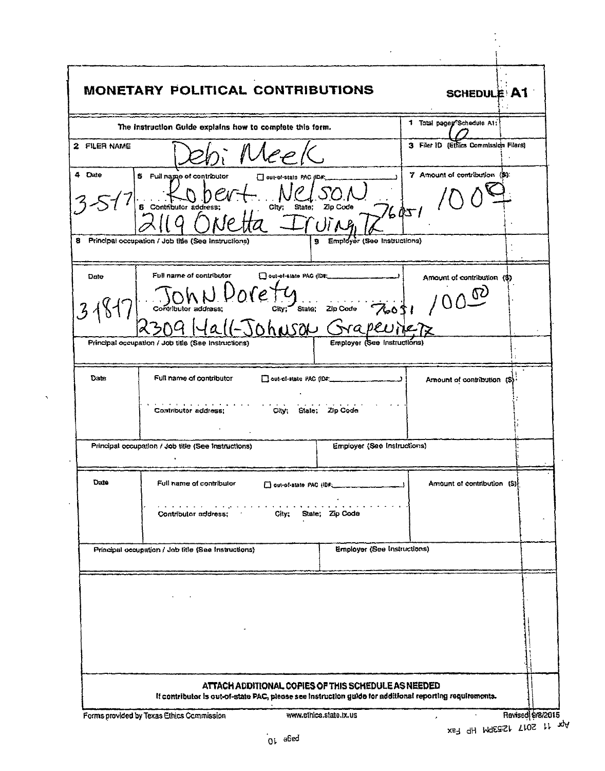# MONETARY POLITICAL CONTRIBUTIONS

**SCHEDULE A1**

The Instruction Guide explains how to complete this form.

1 Total pages Schedule A1: 6

2 FILER NAME: Debi Meek

3 Filer ID (Ethics Commission Filers)

| 4 Date | 5 Full name of contributor / 6 Contributor address; City; State; Zip Code | 7 Amount of contribution ($) |
|---|---|---|
| 3-5-17 | Robert Nelson ☐ out-of-state PAC (ID#: ) <br> 2119 Onetta Irving, TX 76051 | 100.00 |
| 8 Principal occupation / Job title (See Instructions) | 9 Employer (See Instructions) | |
| | | |

| Date | Full name of contributor / Contributor address; City; State; Zip Code | Amount of contribution ($) |
|---|---|---|
| 3-18-17 | John Dorety ☐ out-of-state PAC (ID#: ) <br> 2309 Hall-Johnson Grapevine, TX 76051 | 100.00 |
| Principal occupation / Job title (See Instructions) | Employer (See Instructions) | |
| | | |

| Date | Full name of contributor ☐ out-of-state PAC (ID#: ) / Contributor address; City; State; Zip Code | Amount of contribution ($) |
|---|---|---|
| | | |
| Principal occupation / Job title (See Instructions) | Employer (See Instructions) | |
| | | |

| Date | Full name of contributor ☐ out-of-state PAC (ID#: ) / Contributor address; City; State; Zip Code | Amount of contribution ($) |
|---|---|---|
| | | |
| Principal occupation / Job title (See Instructions) | Employer (See Instructions) | |
| | | |

**ATTACH ADDITIONAL COPIES OF THIS SCHEDULE AS NEEDED**

If contributor is out-of-state PAC, please see instruction guide for additional reporting requirements.

Forms provided by Texas Ethics Commission    www.ethics.state.tx.us    Revised 9/8/2015

Apr 11 2017 12:53PM HP Fax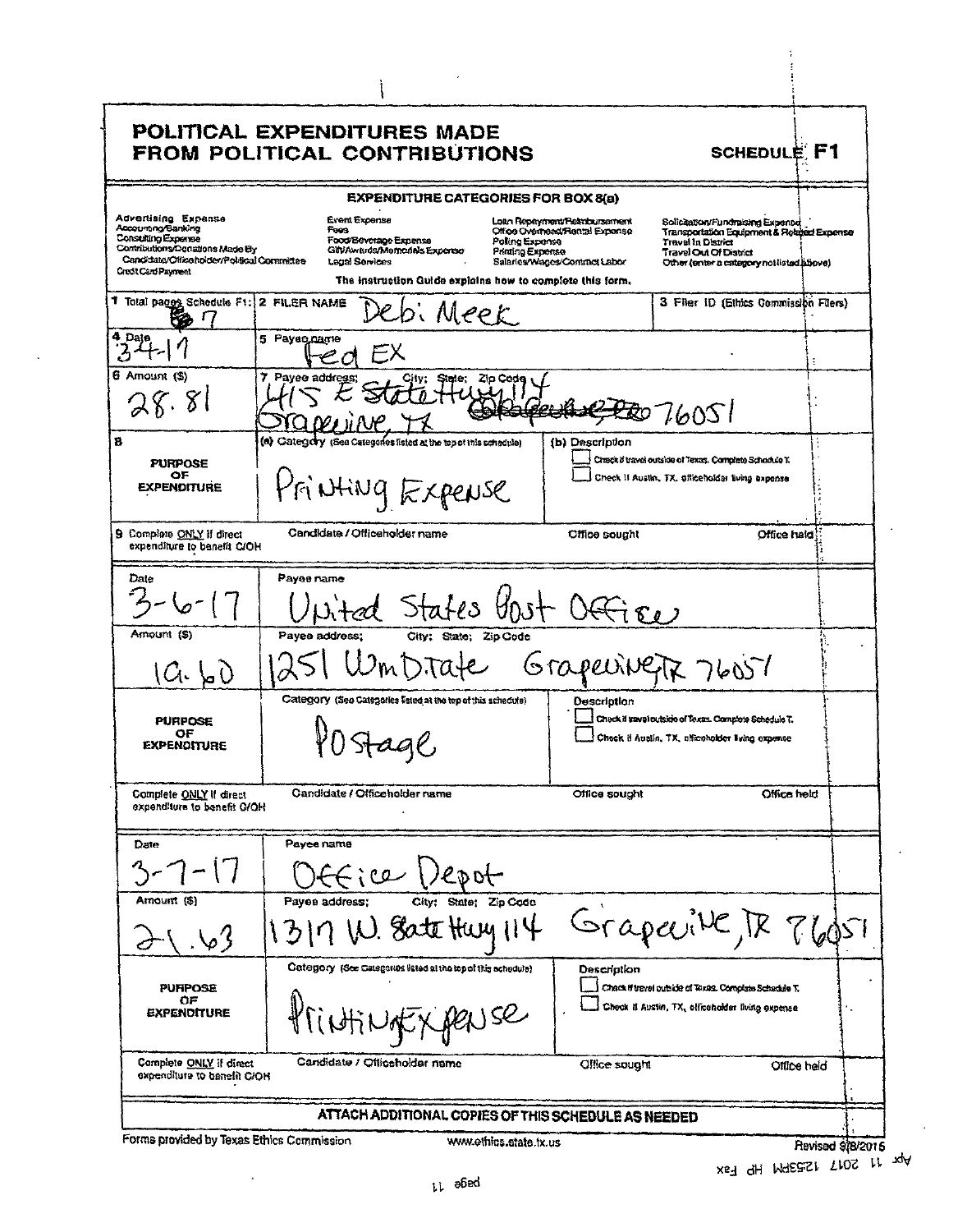# POLITICAL EXPENDITURES MADE FROM POLITICAL CONTRIBUTIONS

**SCHEDULE F1**

**EXPENDITURE CATEGORIES FOR BOX 8(a)**

| | | | |
|---|---|---|---|
| Advertising Expense<br>Accounting/Banking<br>Consulting Expense<br>Contributions/Donations Made By Candidate/Officeholder/Political Committee<br>Credit Card Payment | Event Expense<br>Fees<br>Food/Beverage Expense<br>Gift/Awards/Memorials Expense<br>Legal Services | Loan Repayment/Reimbursement<br>Office Overhead/Rental Expense<br>Polling Expense<br>Printing Expense<br>Salaries/Wages/Contract Labor | Solicitation/Fundraising Expense<br>Transportation Equipment & Related Expense<br>Travel In District<br>Travel Out Of District<br>Other (enter a category not listed above) |

The instruction Guide explains how to complete this form.

| | | |
|---|---|---|
| 1 Total pages Schedule F1: 7 | 2 FILER NAME Debi Meek | 3 Filer ID (Ethics Commission Filers) |

| | | |
|---|---|---|
| 4 Date<br>3-4-17 | 5 Payee name<br>Fed EX | |
| 6 Amount ($)<br>28.81 | 7 Payee address; City; State; Zip Code<br>415 E State Hwy 114 Grapevine, TX 76051 | |
| 8 PURPOSE OF EXPENDITURE | (a) Category (See Categories listed at the top of this schedule)<br>Printing Expense | (b) Description<br>☐ Check if travel outside of Texas. Complete Schedule T.<br>☐ Check if Austin, TX, officeholder living expense |
| 9 Complete ONLY if direct expenditure to benefit C/OH | Candidate / Officeholder name | Office sought / Office held |

| | | |
|---|---|---|
| Date<br>3-6-17 | Payee name<br>United States Post Office | |
| Amount ($)<br>19.60 | Payee address; City; State; Zip Code<br>1251 Wm D Tate Grapevine TX 76051 | |
| PURPOSE OF EXPENDITURE | Category (See Categories listed at the top of this schedule)<br>Postage | Description<br>☐ Check if travel outside of Texas. Complete Schedule T.<br>☐ Check if Austin, TX, officeholder living expense |
| Complete ONLY if direct expenditure to benefit C/OH | Candidate / Officeholder name | Office sought / Office held |

| | | |
|---|---|---|
| Date<br>3-7-17 | Payee name<br>Office Depot | |
| Amount ($)<br>21.63 | Payee address; City; State; Zip Code<br>1317 W. State Hwy 114 Grapevine, TX 76051 | |
| PURPOSE OF EXPENDITURE | Category (See Categories listed at the top of this schedule)<br>Printing Expense | Description<br>☐ Check if travel outside of Texas. Complete Schedule T.<br>☐ Check if Austin, TX, officeholder living expense |
| Complete ONLY if direct expenditure to benefit C/OH | Candidate / Officeholder name | Office sought / Office held |

**ATTACH ADDITIONAL COPIES OF THIS SCHEDULE AS NEEDED**

Forms provided by Texas Ethics Commission www.ethics.state.tx.us Revised 9/8/2015

Apr 11 2017 12:53PM HP Fax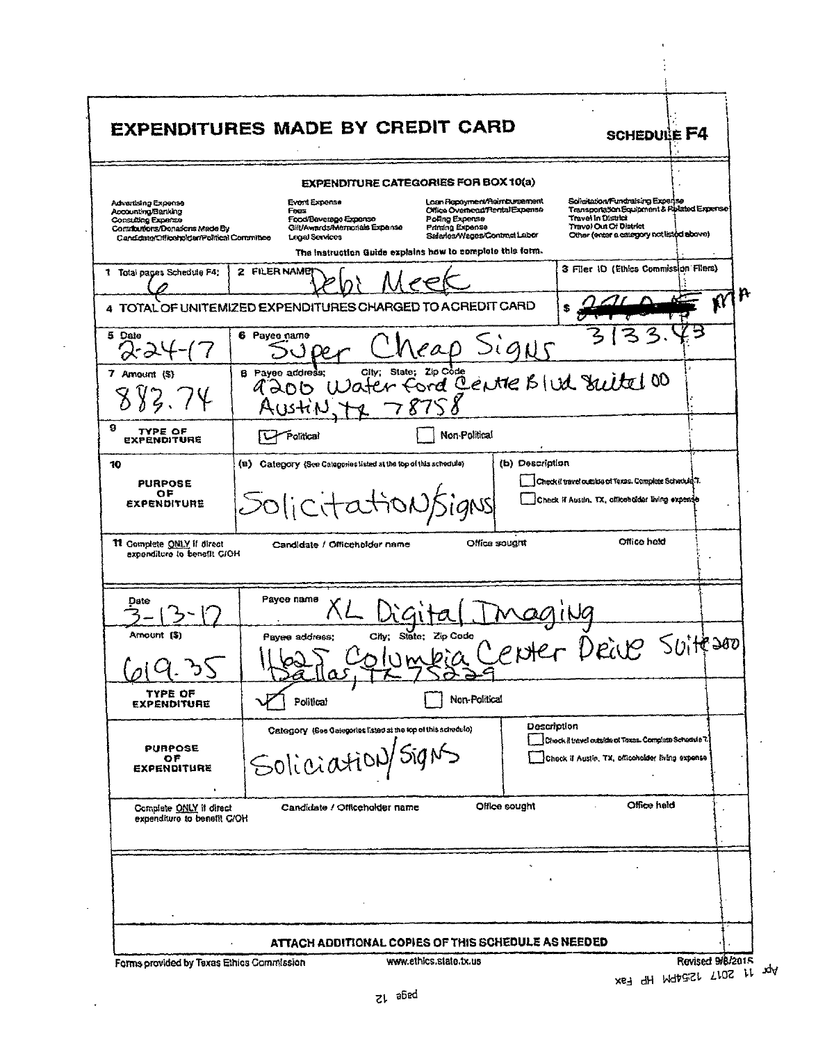# EXPENDITURES MADE BY CREDIT CARD

**SCHEDULE F4**

## EXPENDITURE CATEGORIES FOR BOX 10(a)

| | | | |
|---|---|---|---|
| Advertising Expense | Event Expense | Loan Repayment/Reimbursement | Solicitation/Fundraising Expense |
| Accounting/Banking | Fees | Office Overhead/Rental Expense | Transportation Equipment & Related Expense |
| Consulting Expense | Food/Beverage Expense | Polling Expense | Travel In District |
| Contributions/Donations Made By Candidate/Officeholder/Political Committee | Gift/Awards/Memorials Expense | Printing Expense | Travel Out Of District |
| | Legal Services | Salaries/Wages/Contract Labor | Other (enter a category not listed above) |

The Instruction Guide explains how to complete this form.

| 1 Total pages Schedule F4: | 2 FILER NAME | 3 Filer ID (Ethics Commission Filers) |
|---|---|---|
| 6 | Debi Meek | |

4 TOTAL OF UNITEMIZED EXPENDITURES CHARGED TO A CREDIT CARD $ ~~2760.75~~ 3133.43 MA

| | | |
|---|---|---|
| 5 Date: 2-24-17 | 6 Payee name: Super Cheap Signs | |
| 7 Amount ($): 883.74 | 8 Payee address; City; State; Zip Code: 9200 Water Ford Centre Blvd Suite100 Austin, TX 78758 | |
| 9 TYPE OF EXPENDITURE | ☑ Political | ☐ Non-Political |
| 10 PURPOSE OF EXPENDITURE | (a) Category (See Categories listed at the top of this schedule): Solicitation/Signs | (b) Description ☐ Check if travel outside of Texas. Complete Schedule T. ☐ Check if Austin, TX, officeholder living expense |
| 11 Complete ONLY if direct expenditure to benefit C/OH | Candidate / Officeholder name / Office sought | Office held |

| | | |
|---|---|---|
| Date: 3-13-17 | Payee name: XL Digital Imaging | |
| Amount ($): 619.35 | Payee address; City; State; Zip Code: 11625 Columbia Center Drive Suite200 Dallas, TX 75229 | |
| TYPE OF EXPENDITURE | ☑ Political | ☐ Non-Political |
| PURPOSE OF EXPENDITURE | Category (See Categories listed at the top of this schedule): Soliciation/Signs | Description ☐ Check if travel outside of Texas. Complete Schedule T. ☐ Check if Austin, TX, officeholder living expense |
| Complete ONLY if direct expenditure to benefit C/OH | Candidate / Officeholder name / Office sought | Office held |

**ATTACH ADDITIONAL COPIES OF THIS SCHEDULE AS NEEDED**

Forms provided by Texas Ethics Commission www.ethics.state.tx.us Revised 9/8/2015

Apr 11 2017 12:54PM HP Fax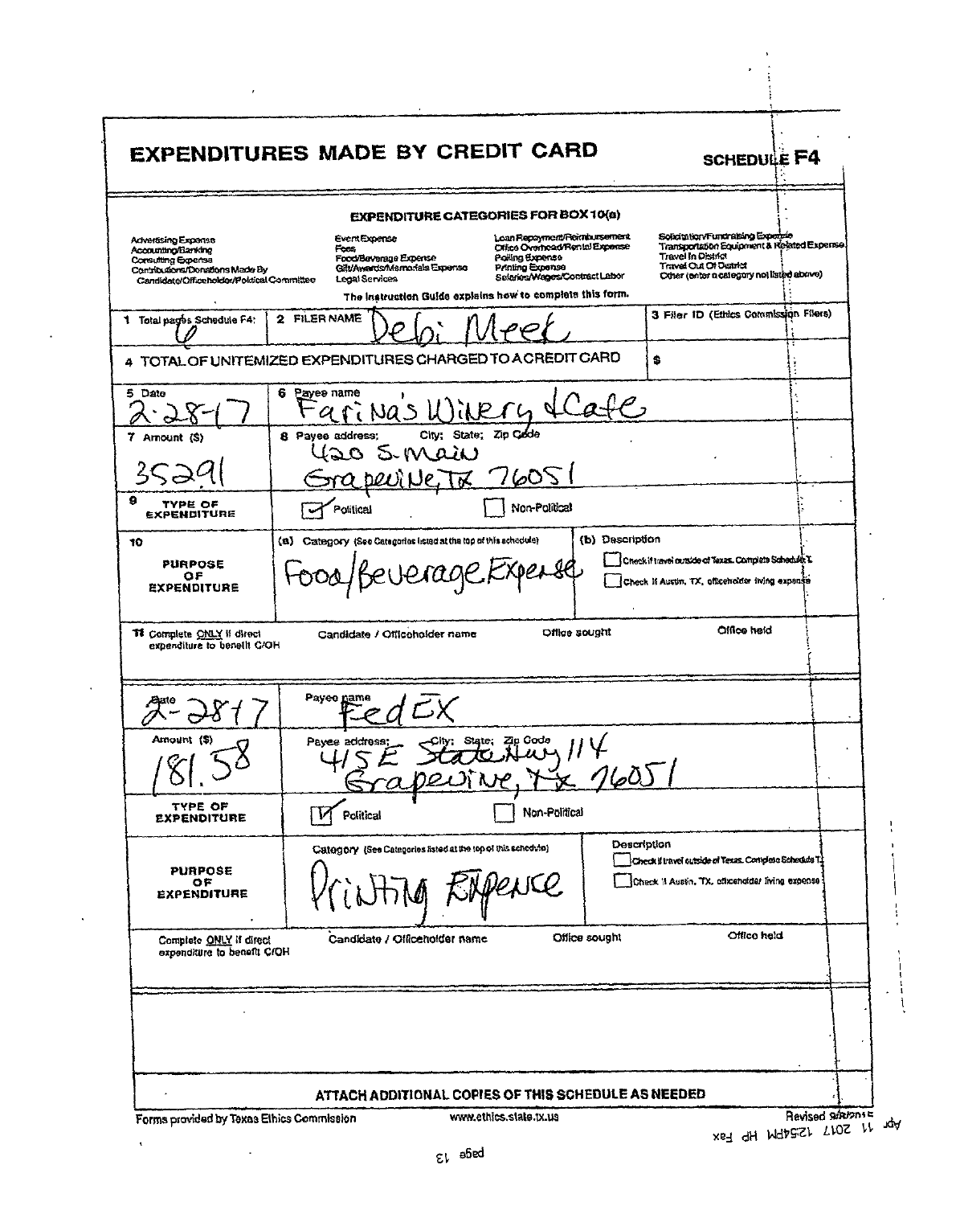# EXPENDITURES MADE BY CREDIT CARD

**SCHEDULE F4**

## EXPENDITURE CATEGORIES FOR BOX 10(a)

| | | | |
|---|---|---|---|
| Advertising Expense | Event Expense | Loan Repayment/Reimbursement | Solicitation/Fundraising Expense |
| Accounting/Banking | Fees | Office Overhead/Rental Expense | Transportation Equipment & Related Expense |
| Consulting Expense | Food/Beverage Expense | Polling Expense | Travel In District |
| Contributions/Donations Made By Candidate/Officeholder/Political Committee | Gift/Awards/Memorials Expense | Printing Expense | Travel Out Of District |
| | Legal Services | Salaries/Wages/Contract Labor | Other (enter a category not listed above) |

The Instruction Guide explains how to complete this form.

| | | |
|---|---|---|
| 1 Total pages Schedule F4: 6 | 2 FILER NAME Debi Meek | 3 Filer ID (Ethics Commission Filers) |
| 4 TOTAL OF UNITEMIZED EXPENDITURES CHARGED TO A CREDIT CARD | | $ |

| | |
|---|---|
| 5 Date: 2-28-17 | 6 Payee name: Farina's Winery & Cafe |
| 7 Amount ($): 35291 | 8 Payee address; City; State; Zip Code: 420 S. Main Grapevine, TX 76051 |
| 9 TYPE OF EXPENDITURE | [x] Political [ ] Non-Political |
| 10 PURPOSE OF EXPENDITURE | (a) Category (See Categories listed at the top of this schedule): Food/Beverage Expense — (b) Description: [ ] Check if travel outside of Texas. Complete Schedule T. [ ] Check if Austin, TX, officeholder living expense |
| 11 Complete ONLY if direct expenditure to benefit C/OH | Candidate / Officeholder name — Office sought — Office held |

| | |
|---|---|
| Date: 2-28-17 | Payee name: FedEX |
| Amount ($): 181.58 | Payee address; City; State; Zip Code: 415 E State Hwy 114 Grapevine, TX 76051 |
| TYPE OF EXPENDITURE | [x] Political [ ] Non-Political |
| PURPOSE OF EXPENDITURE | Category (See Categories listed at the top of this schedule): Printing Expence — Description: [ ] Check if travel outside of Texas. Complete Schedule T. [ ] Check if Austin, TX, officeholder living expense |
| Complete ONLY if direct expenditure to benefit C/OH | Candidate / Officeholder name — Office sought — Office held |

ATTACH ADDITIONAL COPIES OF THIS SCHEDULE AS NEEDED

Forms provided by Texas Ethics Commission — www.ethics.state.tx.us — Revised 9/8/2015

Apr 11 2017 12:54PM HP Fax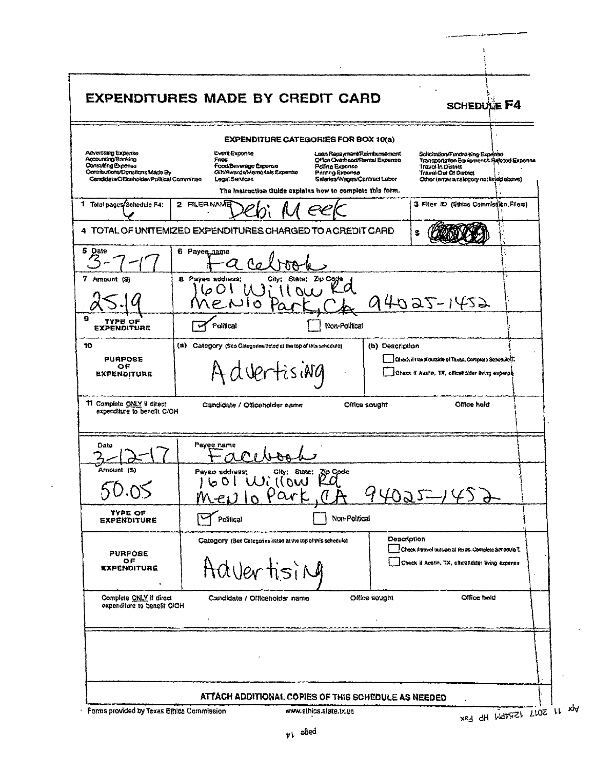# EXPENDITURES MADE BY CREDIT CARD

**SCHEDULE F4**

## EXPENDITURE CATEGORIES FOR BOX 10(a)

| | | | |
|---|---|---|---|
| Advertising Expense | Event Expense | Loan Repayment/Reimbursement | Solicitation/Fundraising Expense |
| Accounting/Banking | Fees | Office Overhead/Rental Expense | Transportation Equipment & Related Expense |
| Consulting Expense | Food/Beverage Expense | Polling Expense | Travel In District |
| Contributions/Donations Made By Candidate/Officeholder/Political Committee | Gift/Awards/Memorials Expense | Printing Expense | Travel Out Of District |
| | Legal Services | Salaries/Wages/Contract Labor | Other (enter a category not listed above) |

The Instruction Guide explains how to complete this form.

| | | |
|---|---|---|
| 1 Total pages Schedule F4: 6 | 2 FILER NAME Debi Meek | 3 Filer ID (Ethics Commission Filers) |
| 4 TOTAL OF UNITEMIZED EXPENDITURES CHARGED TO A CREDIT CARD | | $ |

| | | | |
|---|---|---|---|
| 5 Date 3-7-17 | 6 Payee name Facebook | | |
| 7 Amount ($) 25.19 | 8 Payee address; City; State; Zip Code 1601 Willow Rd Menlo Park, CA 94025-1452 | | |
| 9 TYPE OF EXPENDITURE | ☑ Political | ☐ Non-Political | |
| 10 PURPOSE OF EXPENDITURE | (a) Category (See Categories listed at the top of this schedule) Advertising | (b) Description ☐ Check if travel outside of Texas. Complete Schedule T. ☐ Check if Austin, TX, officeholder living expense | |
| 11 Complete ONLY if direct expenditure to benefit C/OH | Candidate / Officeholder name | Office sought | Office held |

| | | | |
|---|---|---|---|
| Date 3-12-17 | Payee name Facebook | | |
| Amount ($) 50.05 | Payee address; City; State; Zip Code 1601 Willow Rd Menlo Park, CA 94025-1452 | | |
| TYPE OF EXPENDITURE | ☑ Political | ☐ Non-Political | |
| PURPOSE OF EXPENDITURE | Category (See Categories listed at the top of this schedule) Advertising | Description ☐ Check if travel outside of Texas. Complete Schedule T. ☐ Check if Austin, TX, officeholder living expense | |
| Complete ONLY if direct expenditure to benefit C/OH | Candidate / Officeholder name | Office sought | Office held |

ATTACH ADDITIONAL COPIES OF THIS SCHEDULE AS NEEDED

Forms provided by Texas Ethics Commission www.ethics.state.tx.us

Apr 11 2017 12:54PM HP Fax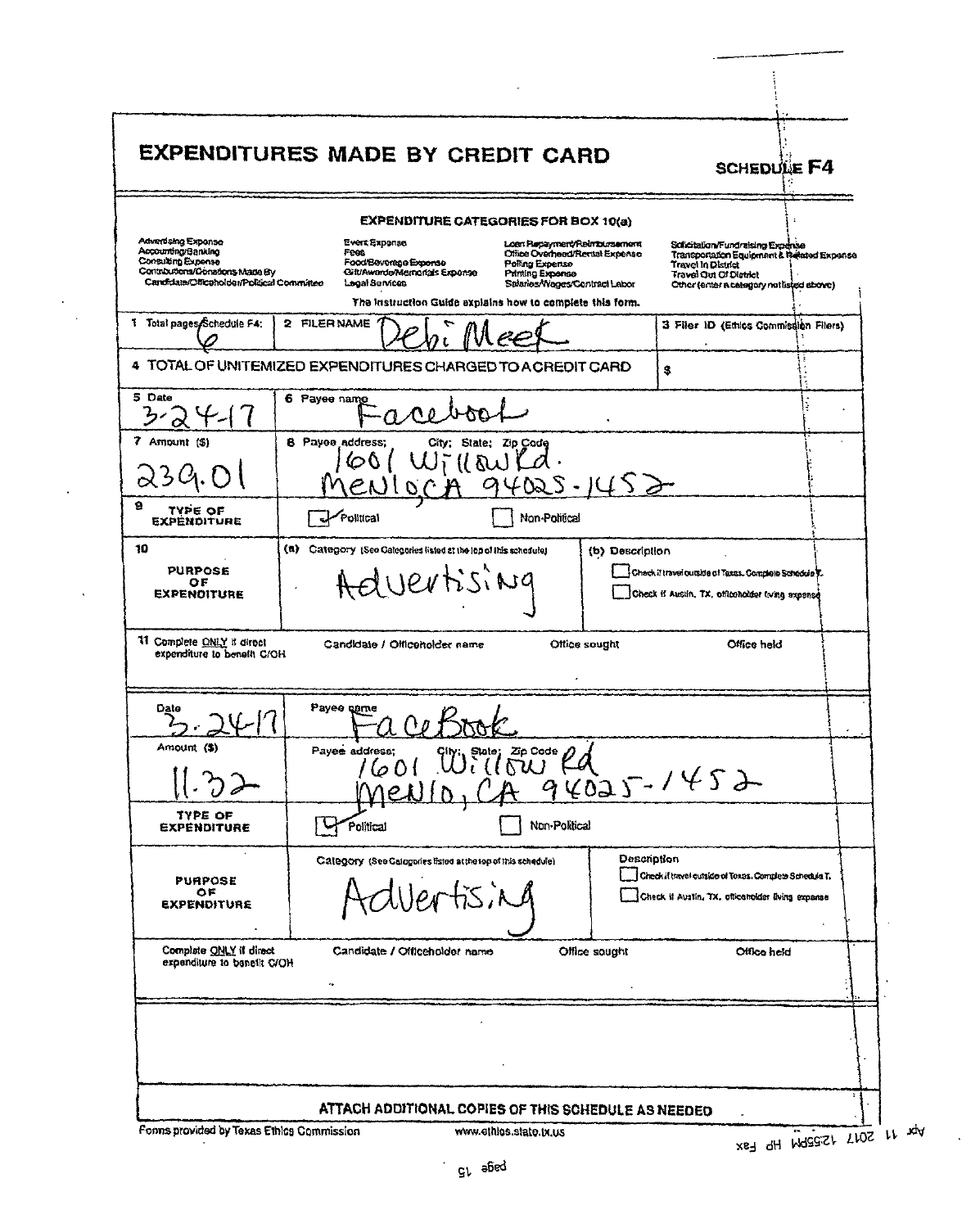# EXPENDITURES MADE BY CREDIT CARD

**SCHEDULE F4**

### EXPENDITURE CATEGORIES FOR BOX 10(a)

| | | | |
|---|---|---|---|
| Advertising Expense | Event Expense | Loan Repayment/Reimbursement | Solicitation/Fundraising Expense |
| Accounting/Banking | Fees | Office Overhead/Rental Expense | Transportation Equipment & Related Expense |
| Consulting Expense | Food/Beverage Expense | Polling Expense | Travel In District |
| Contributions/Donations Made By Candidate/Officeholder/Political Committee | Gift/Awards/Memorials Expense | Printing Expense | Travel Out Of District |
| | Legal Services | Salaries/Wages/Contract Labor | Other (enter a category not listed above) |

The Instruction Guide explains how to complete this form.

**1** Total pages Schedule F4: 6

**2** FILER NAME: Debi Meek

**3** Filer ID (Ethics Commission Filers):

**4** TOTAL OF UNITEMIZED EXPENDITURES CHARGED TO A CREDIT CARD $

---

**5** Date: 3-24-17

**6** Payee name: Facebook

**7** Amount ($): 239.01

**8** Payee address; City; State; Zip Code: 1601 Willow Rd. Menlo, CA 94025-1452

**9** TYPE OF EXPENDITURE: ☑ Political ☐ Non-Political

**10** PURPOSE OF EXPENDITURE

(a) Category (See Categories listed at the top of this schedule): Advertising

(b) Description:

☐ Check if travel outside of Texas. Complete Schedule T.

☐ Check if Austin, TX, officeholder living expense

**11** Complete ONLY if direct expenditure to benefit C/OH

Candidate / Officeholder name: | Office sought: | Office held:

---

Date: 3-24-17

Payee name: FaceBook

Amount ($): 11.32

Payee address; City; State; Zip Code: 1601 Willow Rd Menlo, CA 94025-1452

TYPE OF EXPENDITURE: ☑ Political ☐ Non-Political

PURPOSE OF EXPENDITURE

Category (See Categories listed at the top of this schedule): Advertising

Description:

☐ Check if travel outside of Texas. Complete Schedule T.

☐ Check if Austin, TX, officeholder living expense

Complete ONLY if direct expenditure to benefit C/OH

Candidate / Officeholder name: | Office sought: | Office held:

---

**ATTACH ADDITIONAL COPIES OF THIS SCHEDULE AS NEEDED**

Forms provided by Texas Ethics Commission www.ethics.state.tx.us

Apr 11 2017 12:55PM HP Fax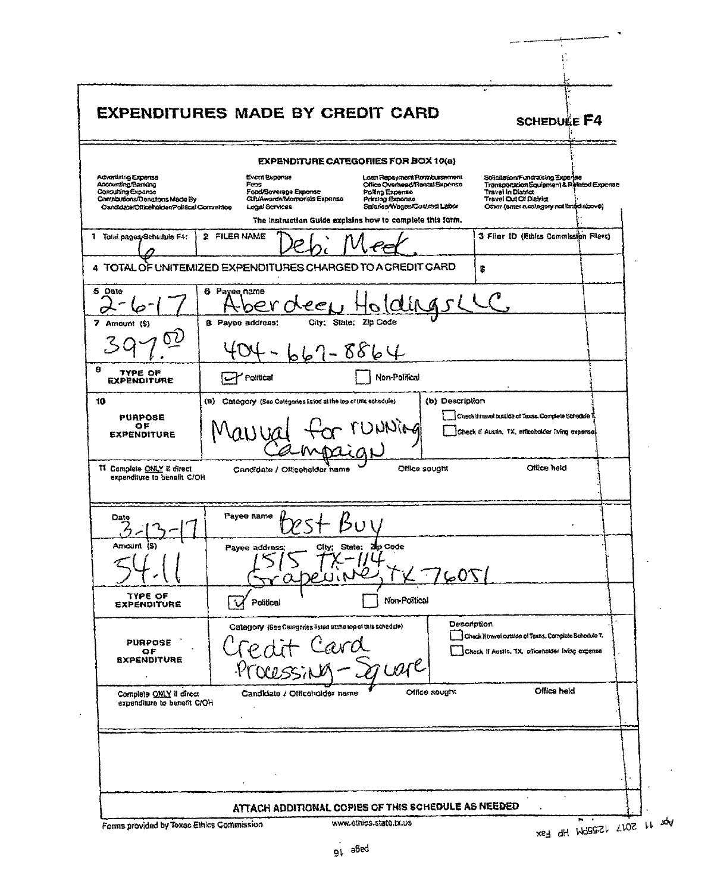# EXPENDITURES MADE BY CREDIT CARD

**SCHEDULE F4**

**EXPENDITURE CATEGORIES FOR BOX 10(a)**

| | | | |
|---|---|---|---|
| Advertising Expense | Event Expense | Loan Repayment/Reimbursement | Solicitation/Fundraising Expense |
| Accounting/Banking | Fees | Office Overhead/Rental Expense | Transportation Equipment & Related Expense |
| Consulting Expense | Food/Beverage Expense | Polling Expense | Travel In District |
| Contributions/Donations Made By Candidate/Officeholder/Political Committee | Gift/Awards/Memorials Expense | Printing Expense | Travel Out Of District |
| | Legal Services | Salaries/Wages/Contract Labor | Other (enter a category not listed above) |

The Instruction Guide explains how to complete this form.

| | | |
|---|---|---|
| 1 Total pages Schedule F4: 6 | 2 FILER NAME Debi Meek. | 3 Filer ID (Ethics Commission Filers) |
| 4 TOTAL OF UNITEMIZED EXPENDITURES CHARGED TO A CREDIT CARD | | $ |

| | | | |
|---|---|---|---|
| 5 Date 2-6-17 | 6 Payee name Aberdeen HoldingsLLC | | |
| 7 Amount ($) 397.00 | 8 Payee address: City; State; Zip Code 404-667-8864 | | |
| 9 TYPE OF EXPENDITURE | ☑ Political | ☐ Non-Political | |
| 10 PURPOSE OF EXPENDITURE | (a) Category (See Categories listed at the top of this schedule) Manual for running Campaign | (b) Description ☐ Check if travel outside of Texas. Complete Schedule T. ☐ Check if Austin, TX, officeholder living expense | |
| 11 Complete ONLY if direct expenditure to benefit C/OH | Candidate / Officeholder name | Office sought | Office held |

| | | | |
|---|---|---|---|
| Date 3-13-17 | Payee name Best Buy | | |
| Amount ($) 54.11 | Payee address: City; State; Zip Code 1515 TX-114 Grapevine, TX 76051 | | |
| TYPE OF EXPENDITURE | ☑ Political | ☐ Non-Political | |
| PURPOSE OF EXPENDITURE | Category (See Categories listed at the top of this schedule) Credit Card Processing - Square | Description ☐ Check if travel outside of Texas. Complete Schedule T. ☐ Check if Austin, TX, officeholder living expense | |
| Complete ONLY if direct expenditure to benefit C/OH | Candidate / Officeholder name | Office sought | Office held |

**ATTACH ADDITIONAL COPIES OF THIS SCHEDULE AS NEEDED**

Forms provided by Texas Ethics Commission www.ethics.state.tx.us

Apr 11 2017 12:55PM HP Fax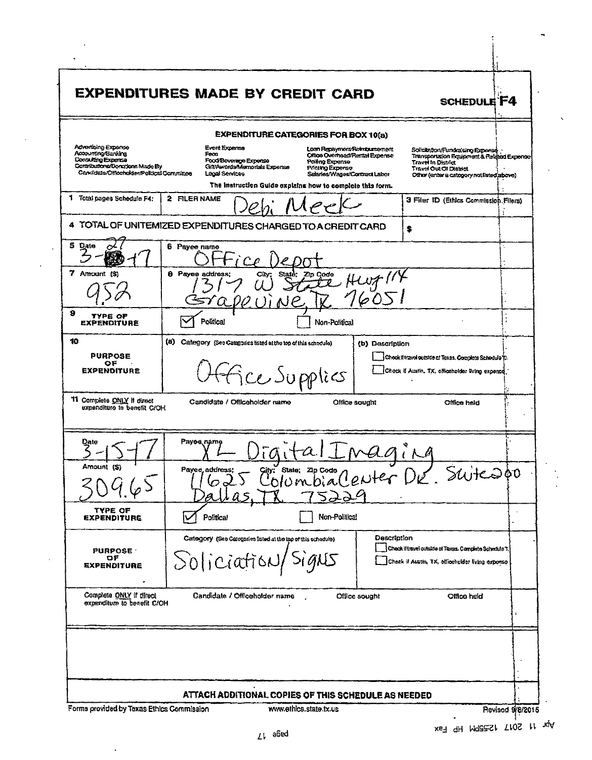# EXPENDITURES MADE BY CREDIT CARD

**SCHEDULE F4**

**EXPENDITURE CATEGORIES FOR BOX 10(a)**

| | | | |
|---|---|---|---|
| Advertising Expense<br>Accounting/Banking<br>Consulting Expense<br>Contributions/Donations Made By Candidate/Officeholder/Political Committee | Event Expense<br>Fees<br>Food/Beverage Expense<br>Gift/Awards/Memorials Expense<br>Legal Services | Loan Repayment/Reimbursement<br>Office Overhead/Rental Expense<br>Polling Expense<br>Printing Expense<br>Salaries/Wages/Contract Labor | Solicitation/Fundraising Expense<br>Transportation Equipment & Related Expense<br>Travel In District<br>Travel Out Of District<br>Other (enter a category not listed above) |

The Instruction Guide explains how to complete this form.

1 Total pages Schedule F4:

2 FILER NAME: Debi Meek

3 Filer ID (Ethics Commission Filers)

4 TOTAL OF UNITEMIZED EXPENDITURES CHARGED TO A CREDIT CARD: $

5 Date: 3-27-17

6 Payee name: Office Depot

7 Amount ($): 952

8 Payee address; City; State; Zip Code: 1317 W State Hwy 114 Grapevine, TX 76051

9 TYPE OF EXPENDITURE: ☑ Political ☐ Non-Political

10 PURPOSE OF EXPENDITURE
(a) Category (See Categories listed at the top of this schedule): Office Supplies
(b) Description
☐ Check if travel outside of Texas. Complete Schedule T.
☐ Check if Austin, TX, officeholder living expense

11 Complete ONLY if direct expenditure to benefit C/OH — Candidate / Officeholder name — Office sought — Office held

Date: 3-15-17

Payee name: XL Digital Imaging

Amount ($): 309.65

Payee address; City; State; Zip Code: 11625 Colombia Center Dr. Suite 200 Dallas, TX 75229

TYPE OF EXPENDITURE: ☑ Political ☐ Non-Political

PURPOSE OF EXPENDITURE
Category (See Categories listed at the top of this schedule): Soliciation/Signs
Description
☐ Check if travel outside of Texas. Complete Schedule T.
☐ Check if Austin, TX, officeholder living expense

Complete ONLY if direct expenditure to benefit C/OH — Candidate / Officeholder name — Office sought — Office held

**ATTACH ADDITIONAL COPIES OF THIS SCHEDULE AS NEEDED**

Forms provided by Texas Ethics Commission www.ethics.state.tx.us Revised 9/8/2015

Apr 11 2017 12:55PM HP Fax